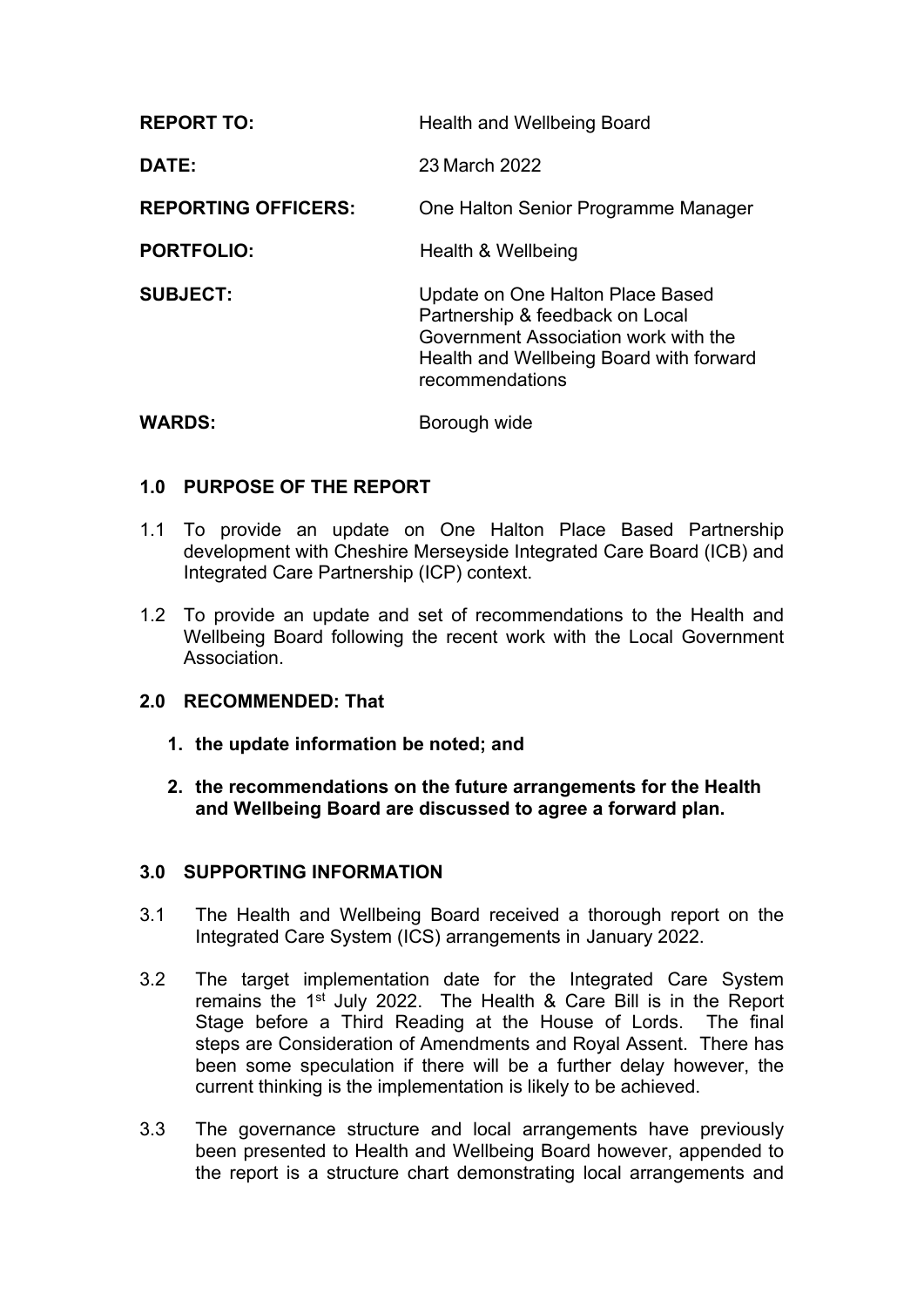| | |
|---|---|
| **REPORT TO:** | Health and Wellbeing Board |
| **DATE:** | 23 March 2022 |
| **REPORTING OFFICERS:** | One Halton Senior Programme Manager |
| **PORTFOLIO:** | Health & Wellbeing |
| **SUBJECT:** | Update on One Halton Place Based Partnership & feedback on Local Government Association work with the Health and Wellbeing Board with forward recommendations |
| **WARDS:** | Borough wide |

## 1.0 PURPOSE OF THE REPORT

1.1 To provide an update on One Halton Place Based Partnership development with Cheshire Merseyside Integrated Care Board (ICB) and Integrated Care Partnership (ICP) context.

1.2 To provide an update and set of recommendations to the Health and Wellbeing Board following the recent work with the Local Government Association.

## 2.0 RECOMMENDED: That

1. **the update information be noted; and**

2. **the recommendations on the future arrangements for the Health and Wellbeing Board are discussed to agree a forward plan.**

## 3.0 SUPPORTING INFORMATION

3.1 The Health and Wellbeing Board received a thorough report on the Integrated Care System (ICS) arrangements in January 2022.

3.2 The target implementation date for the Integrated Care System remains the 1st July 2022. The Health & Care Bill is in the Report Stage before a Third Reading at the House of Lords. The final steps are Consideration of Amendments and Royal Assent. There has been some speculation if there will be a further delay however, the current thinking is the implementation is likely to be achieved.

3.3 The governance structure and local arrangements have previously been presented to Health and Wellbeing Board however, appended to the report is a structure chart demonstrating local arrangements and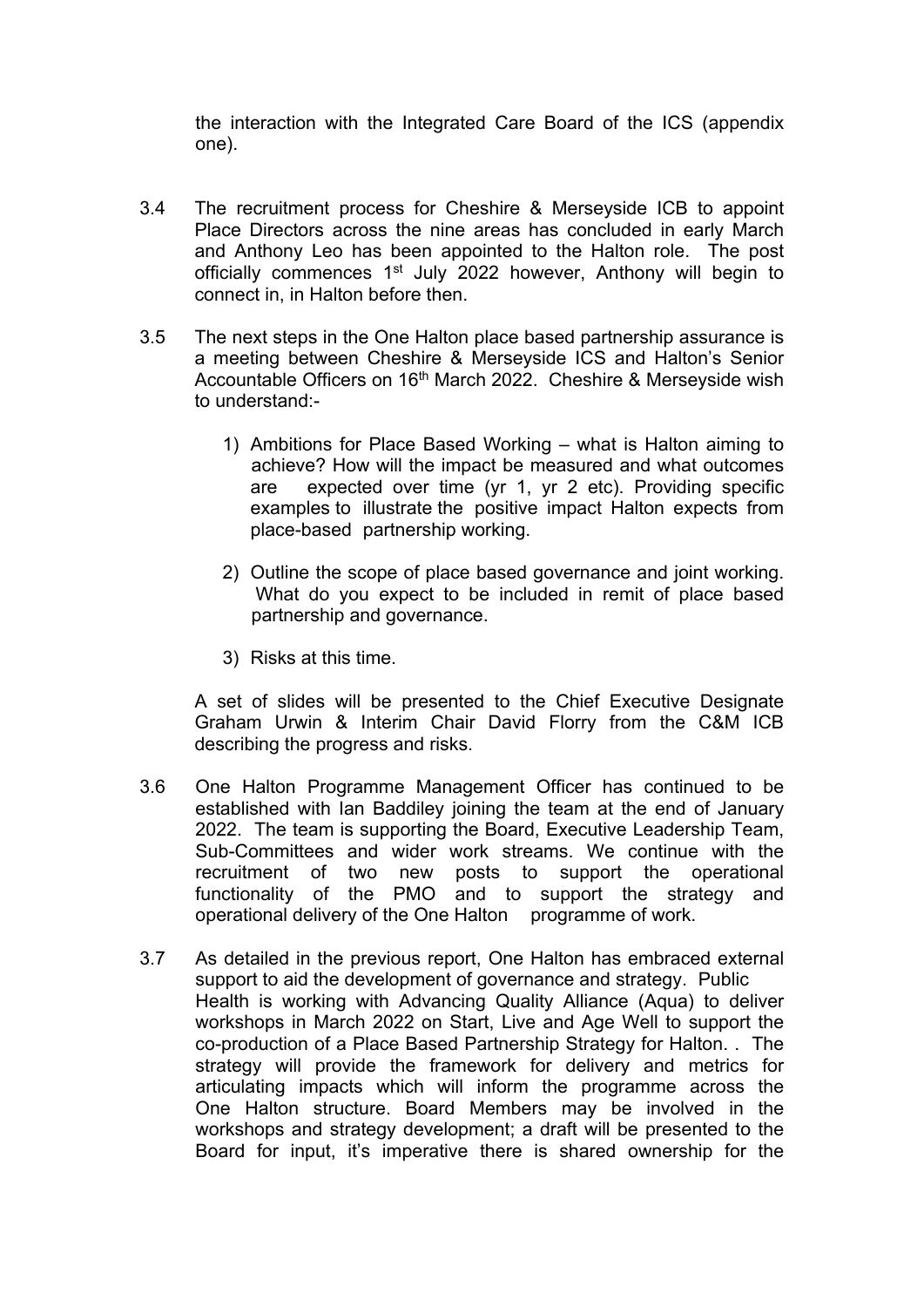the interaction with the Integrated Care Board of the ICS (appendix one).

3.4 The recruitment process for Cheshire & Merseyside ICB to appoint Place Directors across the nine areas has concluded in early March and Anthony Leo has been appointed to the Halton role. The post officially commences 1st July 2022 however, Anthony will begin to connect in, in Halton before then.

3.5 The next steps in the One Halton place based partnership assurance is a meeting between Cheshire & Merseyside ICS and Halton's Senior Accountable Officers on 16th March 2022. Cheshire & Merseyside wish to understand:-

1) Ambitions for Place Based Working – what is Halton aiming to achieve? How will the impact be measured and what outcomes are expected over time (yr 1, yr 2 etc). Providing specific examples to illustrate the positive impact Halton expects from place-based partnership working.

2) Outline the scope of place based governance and joint working. What do you expect to be included in remit of place based partnership and governance.

3) Risks at this time.

A set of slides will be presented to the Chief Executive Designate Graham Urwin & Interim Chair David Florry from the C&M ICB describing the progress and risks.

3.6 One Halton Programme Management Officer has continued to be established with Ian Baddiley joining the team at the end of January 2022. The team is supporting the Board, Executive Leadership Team, Sub-Committees and wider work streams. We continue with the recruitment of two new posts to support the operational functionality of the PMO and to support the strategy and operational delivery of the One Halton programme of work.

3.7 As detailed in the previous report, One Halton has embraced external support to aid the development of governance and strategy. Public Health is working with Advancing Quality Alliance (Aqua) to deliver workshops in March 2022 on Start, Live and Age Well to support the co-production of a Place Based Partnership Strategy for Halton. . The strategy will provide the framework for delivery and metrics for articulating impacts which will inform the programme across the One Halton structure. Board Members may be involved in the workshops and strategy development; a draft will be presented to the Board for input, it's imperative there is shared ownership for the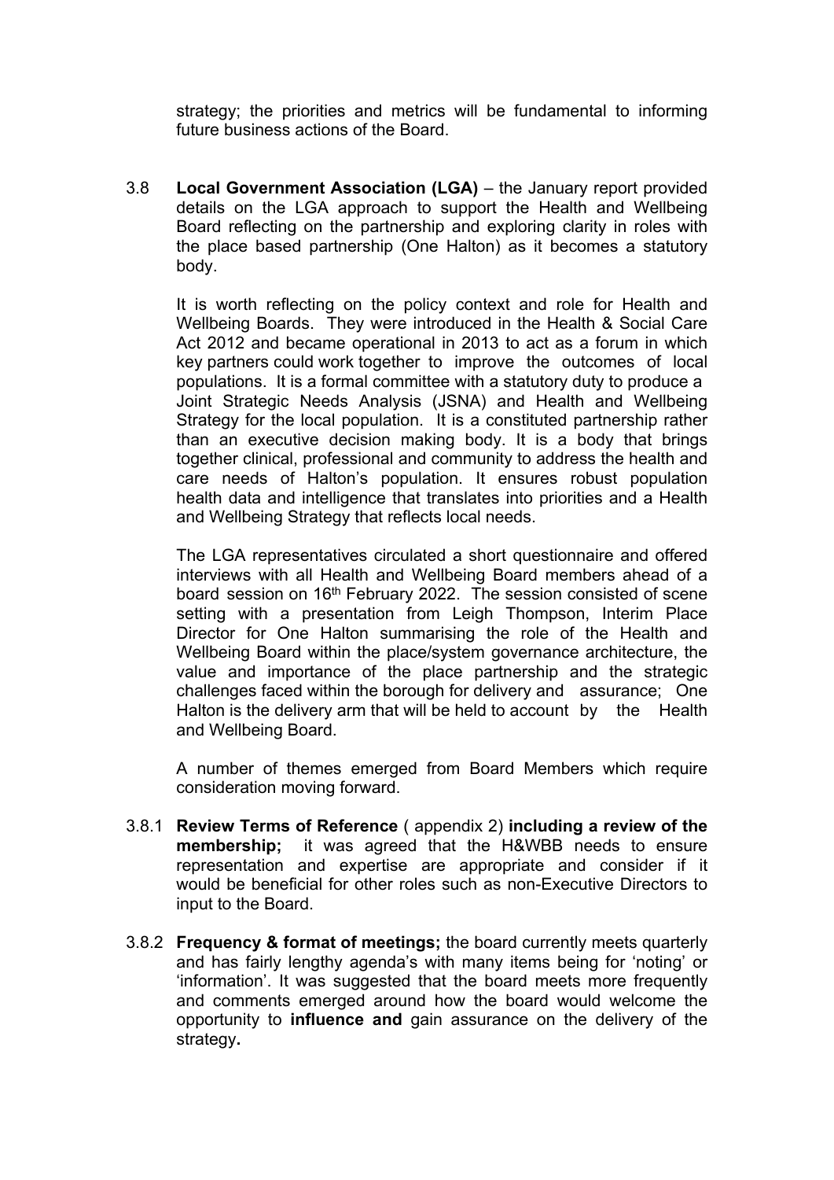strategy; the priorities and metrics will be fundamental to informing future business actions of the Board.

3.8 **Local Government Association (LGA)** – the January report provided details on the LGA approach to support the Health and Wellbeing Board reflecting on the partnership and exploring clarity in roles with the place based partnership (One Halton) as it becomes a statutory body.

It is worth reflecting on the policy context and role for Health and Wellbeing Boards. They were introduced in the Health & Social Care Act 2012 and became operational in 2013 to act as a forum in which key partners could work together to improve the outcomes of local populations. It is a formal committee with a statutory duty to produce a Joint Strategic Needs Analysis (JSNA) and Health and Wellbeing Strategy for the local population. It is a constituted partnership rather than an executive decision making body. It is a body that brings together clinical, professional and community to address the health and care needs of Halton's population. It ensures robust population health data and intelligence that translates into priorities and a Health and Wellbeing Strategy that reflects local needs.

The LGA representatives circulated a short questionnaire and offered interviews with all Health and Wellbeing Board members ahead of a board session on 16th February 2022. The session consisted of scene setting with a presentation from Leigh Thompson, Interim Place Director for One Halton summarising the role of the Health and Wellbeing Board within the place/system governance architecture, the value and importance of the place partnership and the strategic challenges faced within the borough for delivery and assurance; One Halton is the delivery arm that will be held to account by the Health and Wellbeing Board.

A number of themes emerged from Board Members which require consideration moving forward.

3.8.1 **Review Terms of Reference** ( appendix 2) **including a review of the membership;** it was agreed that the H&WBB needs to ensure representation and expertise are appropriate and consider if it would be beneficial for other roles such as non-Executive Directors to input to the Board.

3.8.2 **Frequency & format of meetings;** the board currently meets quarterly and has fairly lengthy agenda's with many items being for 'noting' or 'information'. It was suggested that the board meets more frequently and comments emerged around how the board would welcome the opportunity to **influence and** gain assurance on the delivery of the strategy**.**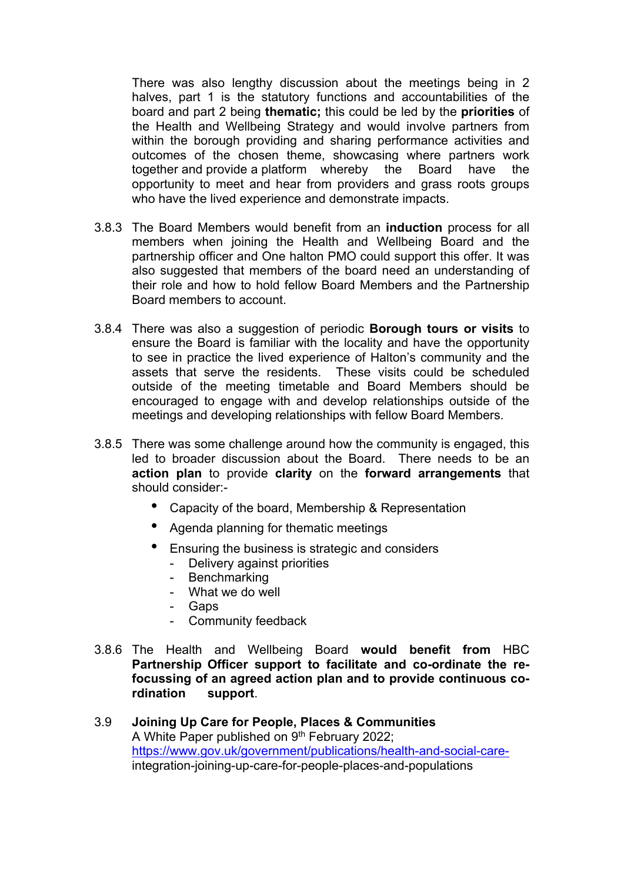There was also lengthy discussion about the meetings being in 2 halves, part 1 is the statutory functions and accountabilities of the board and part 2 being **thematic;** this could be led by the **priorities** of the Health and Wellbeing Strategy and would involve partners from within the borough providing and sharing performance activities and outcomes of the chosen theme, showcasing where partners work together and provide a platform whereby the Board have the opportunity to meet and hear from providers and grass roots groups who have the lived experience and demonstrate impacts.

3.8.3 The Board Members would benefit from an **induction** process for all members when joining the Health and Wellbeing Board and the partnership officer and One halton PMO could support this offer. It was also suggested that members of the board need an understanding of their role and how to hold fellow Board Members and the Partnership Board members to account.

3.8.4 There was also a suggestion of periodic **Borough tours or visits** to ensure the Board is familiar with the locality and have the opportunity to see in practice the lived experience of Halton's community and the assets that serve the residents. These visits could be scheduled outside of the meeting timetable and Board Members should be encouraged to engage with and develop relationships outside of the meetings and developing relationships with fellow Board Members.

3.8.5 There was some challenge around how the community is engaged, this led to broader discussion about the Board. There needs to be an **action plan** to provide **clarity** on the **forward arrangements** that should consider:-

- Capacity of the board, Membership & Representation
- Agenda planning for thematic meetings
- Ensuring the business is strategic and considers
  - Delivery against priorities
  - Benchmarking
  - What we do well
  - Gaps
  - Community feedback

3.8.6 The Health and Wellbeing Board **would benefit from** HBC **Partnership Officer support to facilitate and co-ordinate the re-focussing of an agreed action plan and to provide continuous co-rdination support**.

3.9 **Joining Up Care for People, Places & Communities**
A White Paper published on 9th February 2022;
https://www.gov.uk/government/publications/health-and-social-care-integration-joining-up-care-for-people-places-and-populations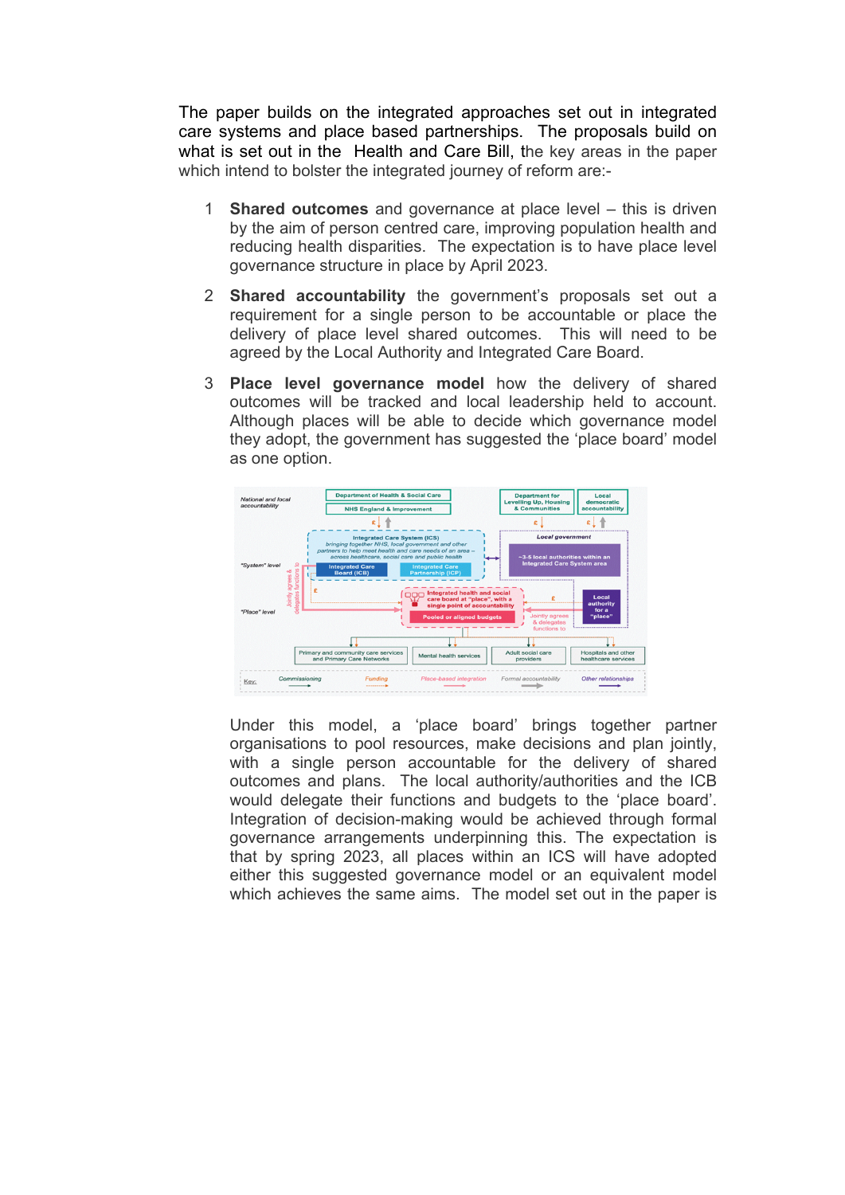The paper builds on the integrated approaches set out in integrated care systems and place based partnerships. The proposals build on what is set out in the Health and Care Bill, the key areas in the paper which intend to bolster the integrated journey of reform are:-

1. **Shared outcomes** and governance at place level – this is driven by the aim of person centred care, improving population health and reducing health disparities. The expectation is to have place level governance structure in place by April 2023.

2. **Shared accountability** the government's proposals set out a requirement for a single person to be accountable or place the delivery of place level shared outcomes. This will need to be agreed by the Local Authority and Integrated Care Board.

3. **Place level governance model** how the delivery of shared outcomes will be tracked and local leadership held to account. Although places will be able to decide which governance model they adopt, the government has suggested the 'place board' model as one option.

   Under this model, a 'place board' brings together partner organisations to pool resources, make decisions and plan jointly, with a single person accountable for the delivery of shared outcomes and plans. The local authority/authorities and the ICB would delegate their functions and budgets to the 'place board'. Integration of decision-making would be achieved through formal governance arrangements underpinning this. The expectation is that by spring 2023, all places within an ICS will have adopted either this suggested governance model or an equivalent model which achieves the same aims. The model set out in the paper is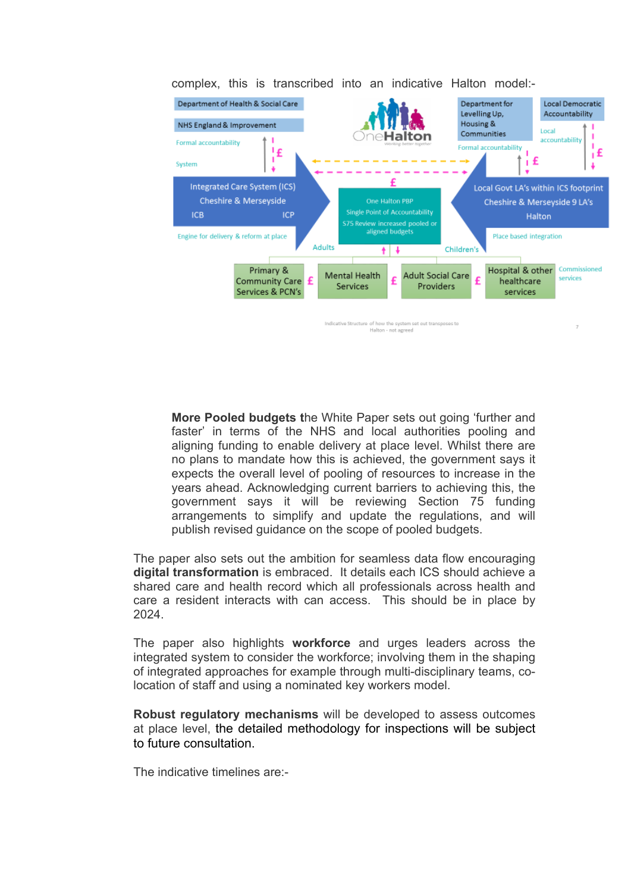complex, this is transcribed into an indicative Halton model:-

Department of Health & Social Care

NHS England & Improvement

Formal accountability

System

Department for Levelling Up, Housing & Communities

Formal accountability

Local Democratic Accountability

Local accountability

OneHalton

Integrated Care System (ICS)
Cheshire & Merseyside
ICB ICP

Engine for delivery & reform at place

One Halton PBP
Single Point of Accountability
S75 Review increased pooled or aligned budgets

Local Govt LA's within ICS footprint
Cheshire & Merseyside 9 LA's
Halton

Place based integration

Adults

Children's

Primary & Community Care Services & PCN's

Mental Health Services

Adult Social Care Providers

Hospital & other healthcare services

Commissioned services

Indicative Structure of how the system set out transposes to Halton - not agreed

**More Pooled budgets t**he White Paper sets out going 'further and faster' in terms of the NHS and local authorities pooling and aligning funding to enable delivery at place level. Whilst there are no plans to mandate how this is achieved, the government says it expects the overall level of pooling of resources to increase in the years ahead. Acknowledging current barriers to achieving this, the government says it will be reviewing Section 75 funding arrangements to simplify and update the regulations, and will publish revised guidance on the scope of pooled budgets.

The paper also sets out the ambition for seamless data flow encouraging **digital transformation** is embraced. It details each ICS should achieve a shared care and health record which all professionals across health and care a resident interacts with can access. This should be in place by 2024.

The paper also highlights **workforce** and urges leaders across the integrated system to consider the workforce; involving them in the shaping of integrated approaches for example through multi-disciplinary teams, co-location of staff and using a nominated key workers model.

**Robust regulatory mechanisms** will be developed to assess outcomes at place level, the detailed methodology for inspections will be subject to future consultation.

The indicative timelines are:-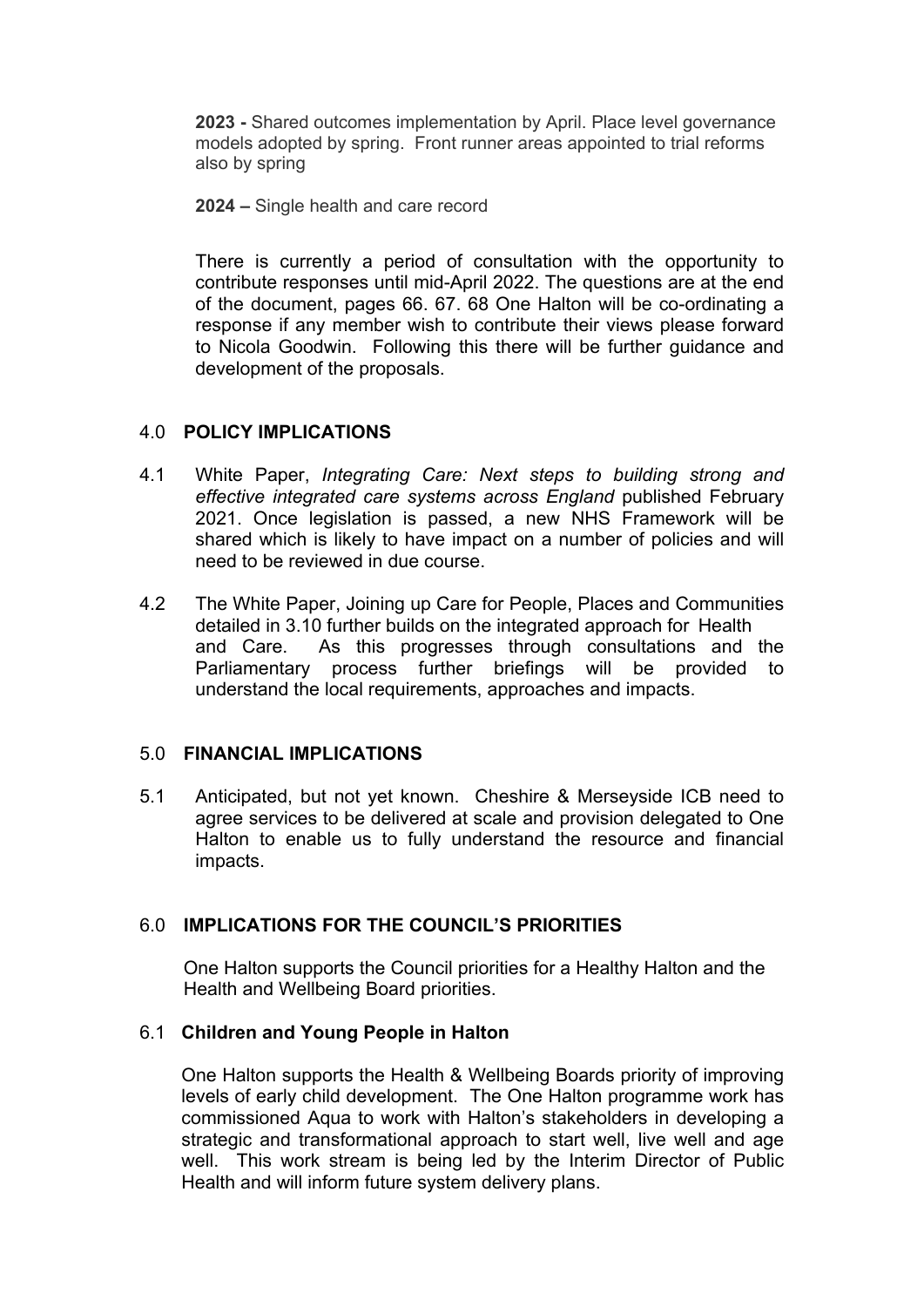**2023 -** Shared outcomes implementation by April. Place level governance models adopted by spring. Front runner areas appointed to trial reforms also by spring

**2024 –** Single health and care record

There is currently a period of consultation with the opportunity to contribute responses until mid-April 2022. The questions are at the end of the document, pages 66. 67. 68 One Halton will be co-ordinating a response if any member wish to contribute their views please forward to Nicola Goodwin. Following this there will be further guidance and development of the proposals.

## 4.0 POLICY IMPLICATIONS

4.1 White Paper, *Integrating Care: Next steps to building strong and effective integrated care systems across England* published February 2021. Once legislation is passed, a new NHS Framework will be shared which is likely to have impact on a number of policies and will need to be reviewed in due course.

4.2 The White Paper, Joining up Care for People, Places and Communities detailed in 3.10 further builds on the integrated approach for Health and Care. As this progresses through consultations and the Parliamentary process further briefings will be provided to understand the local requirements, approaches and impacts.

## 5.0 FINANCIAL IMPLICATIONS

5.1 Anticipated, but not yet known. Cheshire & Merseyside ICB need to agree services to be delivered at scale and provision delegated to One Halton to enable us to fully understand the resource and financial impacts.

## 6.0 IMPLICATIONS FOR THE COUNCIL'S PRIORITIES

One Halton supports the Council priorities for a Healthy Halton and the Health and Wellbeing Board priorities.

### 6.1 Children and Young People in Halton

One Halton supports the Health & Wellbeing Boards priority of improving levels of early child development. The One Halton programme work has commissioned Aqua to work with Halton's stakeholders in developing a strategic and transformational approach to start well, live well and age well. This work stream is being led by the Interim Director of Public Health and will inform future system delivery plans.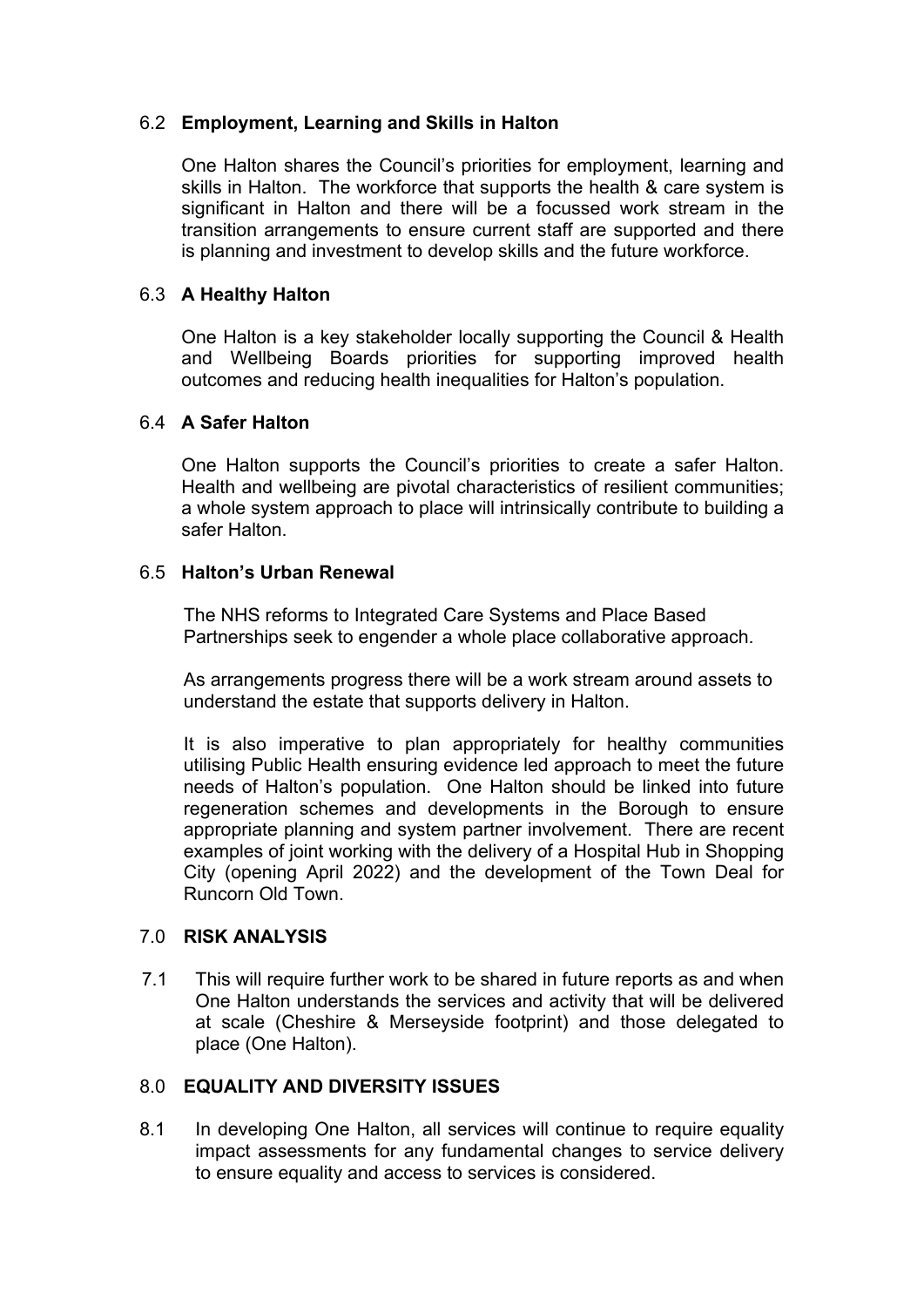### 6.2 **Employment, Learning and Skills in Halton**

One Halton shares the Council's priorities for employment, learning and skills in Halton. The workforce that supports the health & care system is significant in Halton and there will be a focussed work stream in the transition arrangements to ensure current staff are supported and there is planning and investment to develop skills and the future workforce.

### 6.3 **A Healthy Halton**

One Halton is a key stakeholder locally supporting the Council & Health and Wellbeing Boards priorities for supporting improved health outcomes and reducing health inequalities for Halton's population.

### 6.4 **A Safer Halton**

One Halton supports the Council's priorities to create a safer Halton. Health and wellbeing are pivotal characteristics of resilient communities; a whole system approach to place will intrinsically contribute to building a safer Halton.

### 6.5 **Halton's Urban Renewal**

The NHS reforms to Integrated Care Systems and Place Based Partnerships seek to engender a whole place collaborative approach.

As arrangements progress there will be a work stream around assets to understand the estate that supports delivery in Halton.

It is also imperative to plan appropriately for healthy communities utilising Public Health ensuring evidence led approach to meet the future needs of Halton's population. One Halton should be linked into future regeneration schemes and developments in the Borough to ensure appropriate planning and system partner involvement. There are recent examples of joint working with the delivery of a Hospital Hub in Shopping City (opening April 2022) and the development of the Town Deal for Runcorn Old Town.

## 7.0 **RISK ANALYSIS**

7.1 This will require further work to be shared in future reports as and when One Halton understands the services and activity that will be delivered at scale (Cheshire & Merseyside footprint) and those delegated to place (One Halton).

## 8.0 **EQUALITY AND DIVERSITY ISSUES**

8.1 In developing One Halton, all services will continue to require equality impact assessments for any fundamental changes to service delivery to ensure equality and access to services is considered.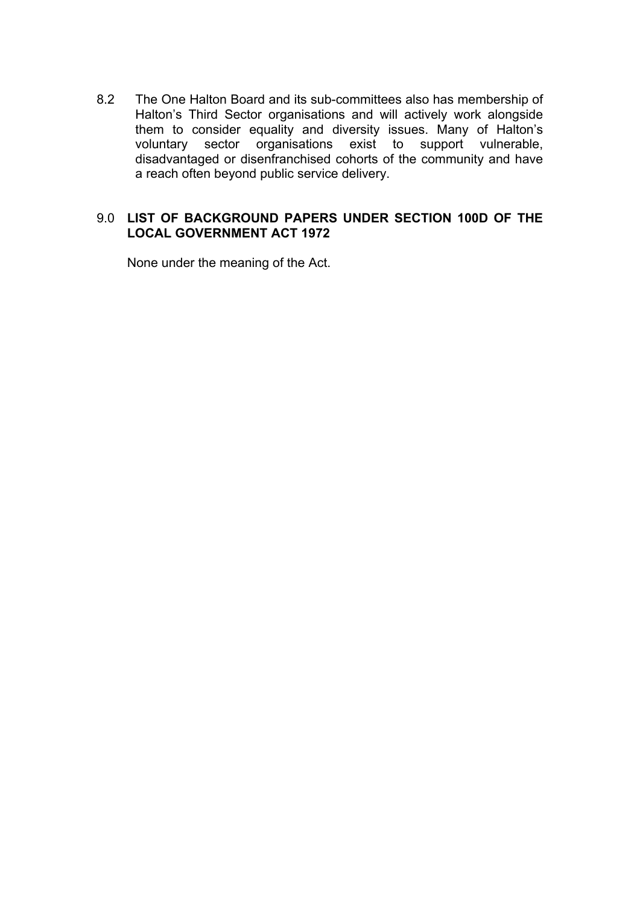8.2 The One Halton Board and its sub-committees also has membership of Halton's Third Sector organisations and will actively work alongside them to consider equality and diversity issues. Many of Halton's voluntary sector organisations exist to support vulnerable, disadvantaged or disenfranchised cohorts of the community and have a reach often beyond public service delivery.

## 9.0 LIST OF BACKGROUND PAPERS UNDER SECTION 100D OF THE LOCAL GOVERNMENT ACT 1972

None under the meaning of the Act.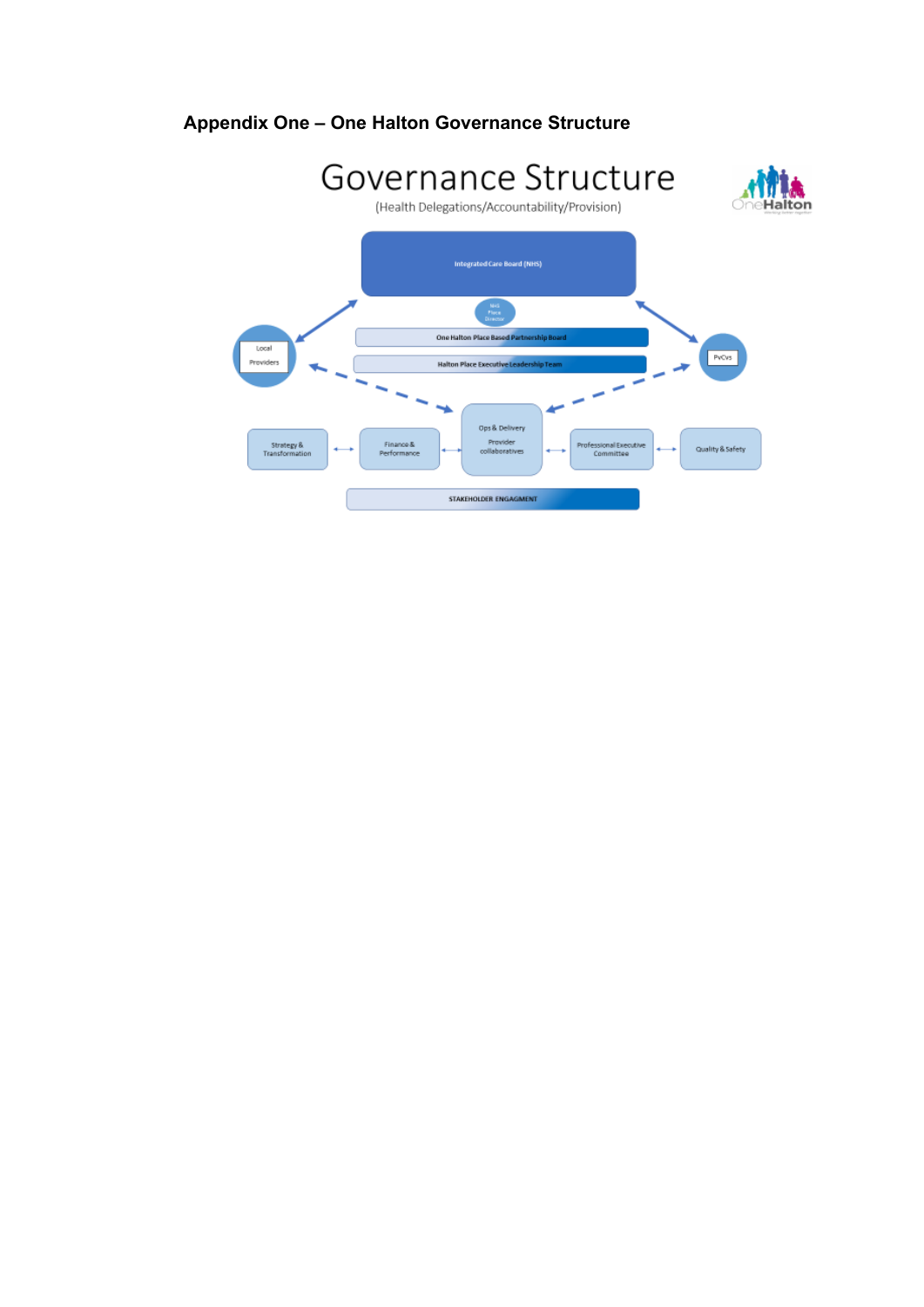**Appendix One – One Halton Governance Structure**

Governance Structure

(Health Delegations/Accountability/Provision)

Integrated Care Board (NHS)

NHS Place Director

One Halton Place Based Partnership Board

Halton Place Executive Leadership Team

Local Providers

PvCVs

Ops & Delivery

Provider collaboratives

Strategy & Transformation

Finance & Performance

Professional Executive Committee

Quality & Safety

STAKEHOLDER ENGAGMENT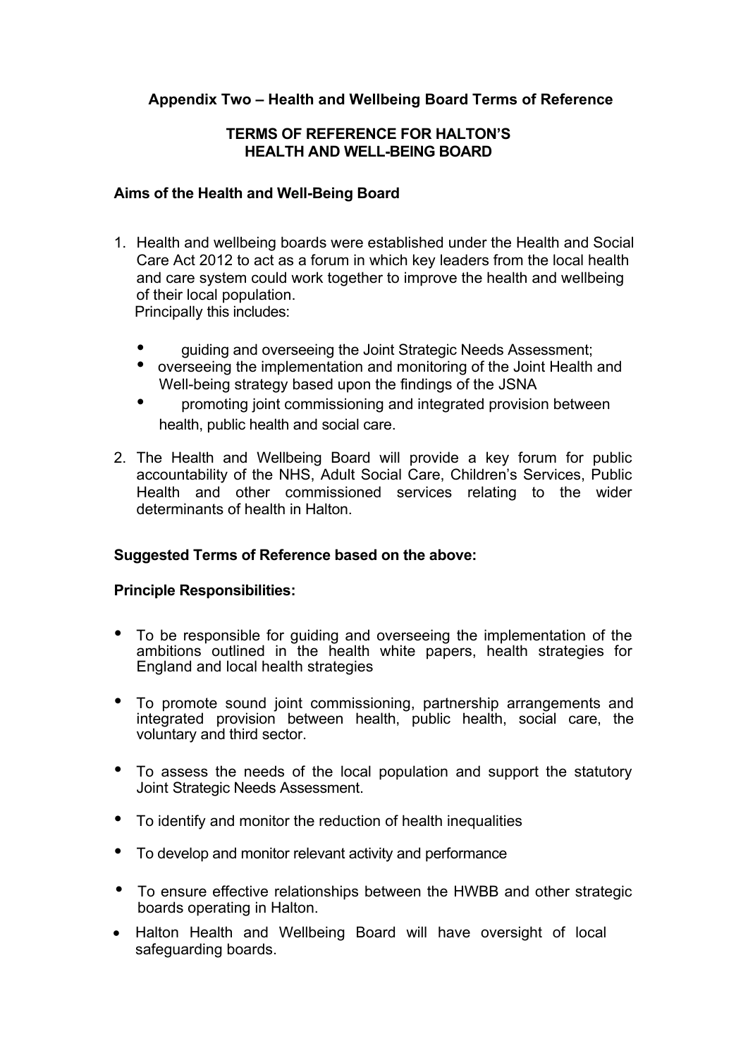**Appendix Two – Health and Wellbeing Board Terms of Reference**

**TERMS OF REFERENCE FOR HALTON'S HEALTH AND WELL-BEING BOARD**

**Aims of the Health and Well-Being Board**

1. Health and wellbeing boards were established under the Health and Social Care Act 2012 to act as a forum in which key leaders from the local health and care system could work together to improve the health and wellbeing of their local population.
   Principally this includes:
   - guiding and overseeing the Joint Strategic Needs Assessment;
   - overseeing the implementation and monitoring of the Joint Health and Well-being strategy based upon the findings of the JSNA
   - promoting joint commissioning and integrated provision between health, public health and social care.

2. The Health and Wellbeing Board will provide a key forum for public accountability of the NHS, Adult Social Care, Children's Services, Public Health and other commissioned services relating to the wider determinants of health in Halton.

**Suggested Terms of Reference based on the above:**

**Principle Responsibilities:**

- To be responsible for guiding and overseeing the implementation of the ambitions outlined in the health white papers, health strategies for England and local health strategies
- To promote sound joint commissioning, partnership arrangements and integrated provision between health, public health, social care, the voluntary and third sector.
- To assess the needs of the local population and support the statutory Joint Strategic Needs Assessment.
- To identify and monitor the reduction of health inequalities
- To develop and monitor relevant activity and performance
- To ensure effective relationships between the HWBB and other strategic boards operating in Halton.
- Halton Health and Wellbeing Board will have oversight of local safeguarding boards.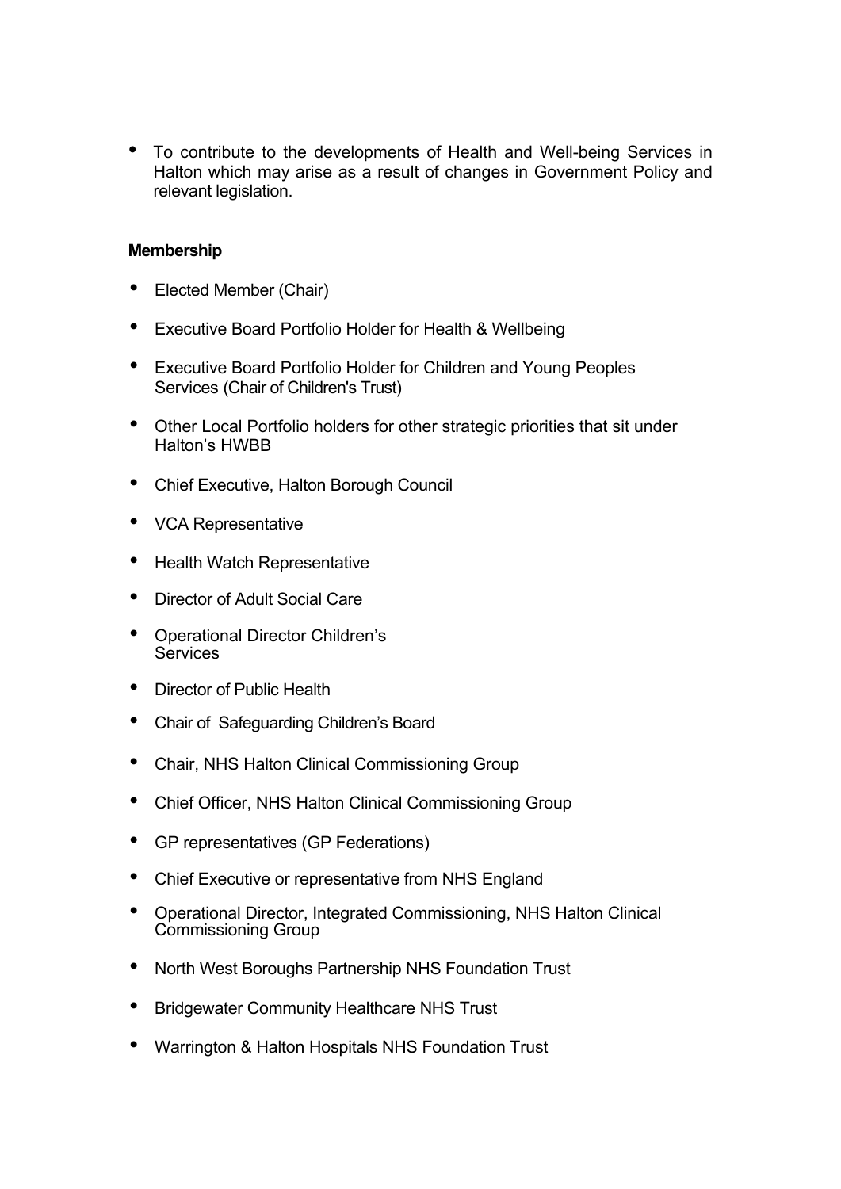- To contribute to the developments of Health and Well-being Services in Halton which may arise as a result of changes in Government Policy and relevant legislation.

**Membership**

- Elected Member (Chair)
- Executive Board Portfolio Holder for Health & Wellbeing
- Executive Board Portfolio Holder for Children and Young Peoples Services (Chair of Children's Trust)
- Other Local Portfolio holders for other strategic priorities that sit under Halton's HWBB
- Chief Executive, Halton Borough Council
- VCA Representative
- Health Watch Representative
- Director of Adult Social Care
- Operational Director Children's Services
- Director of Public Health
- Chair of Safeguarding Children's Board
- Chair, NHS Halton Clinical Commissioning Group
- Chief Officer, NHS Halton Clinical Commissioning Group
- GP representatives (GP Federations)
- Chief Executive or representative from NHS England
- Operational Director, Integrated Commissioning, NHS Halton Clinical Commissioning Group
- North West Boroughs Partnership NHS Foundation Trust
- Bridgewater Community Healthcare NHS Trust
- Warrington & Halton Hospitals NHS Foundation Trust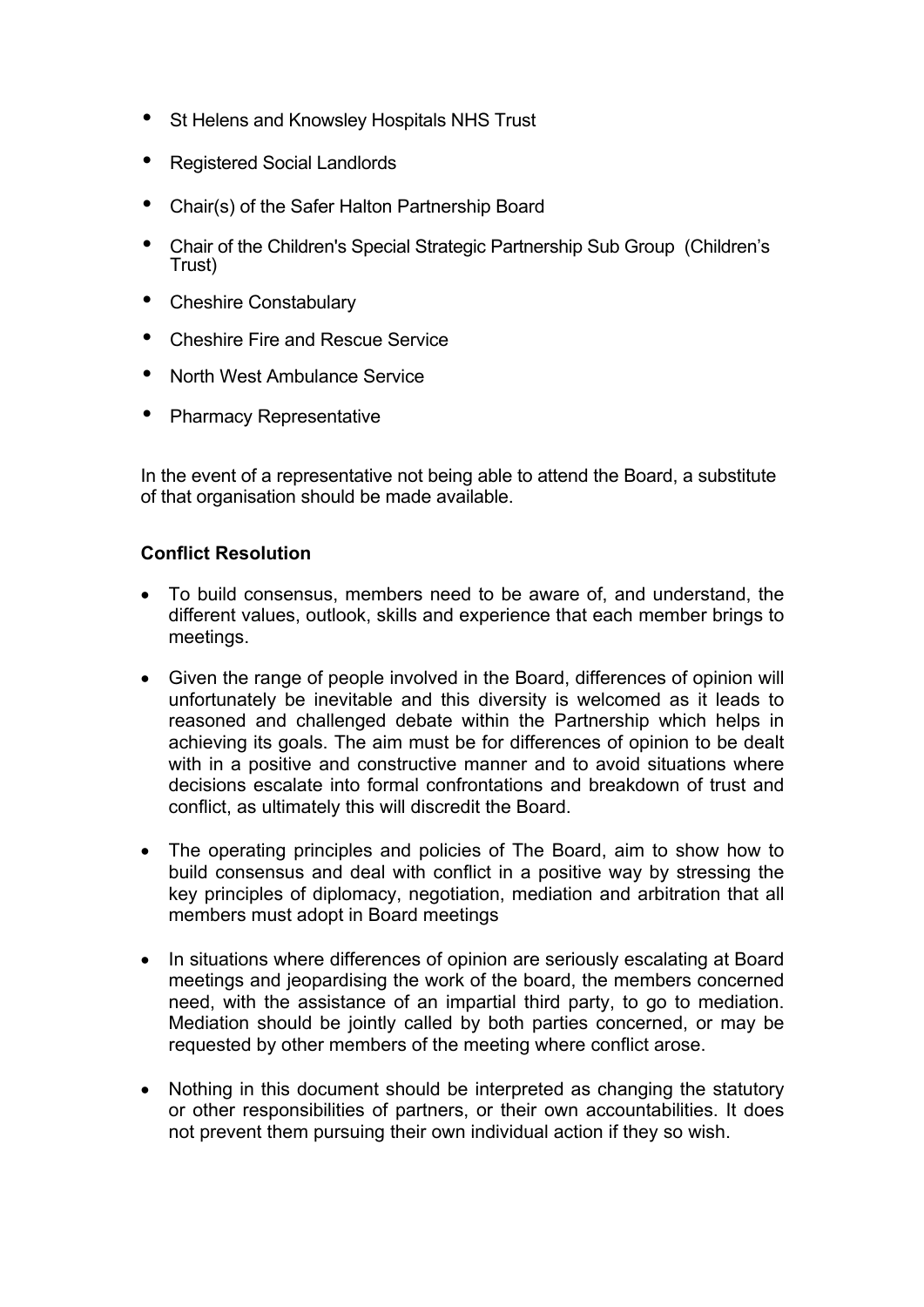- St Helens and Knowsley Hospitals NHS Trust
- Registered Social Landlords
- Chair(s) of the Safer Halton Partnership Board
- Chair of the Children's Special Strategic Partnership Sub Group (Children's Trust)
- Cheshire Constabulary
- Cheshire Fire and Rescue Service
- North West Ambulance Service
- Pharmacy Representative

In the event of a representative not being able to attend the Board, a substitute of that organisation should be made available.

**Conflict Resolution**

- To build consensus, members need to be aware of, and understand, the different values, outlook, skills and experience that each member brings to meetings.
- Given the range of people involved in the Board, differences of opinion will unfortunately be inevitable and this diversity is welcomed as it leads to reasoned and challenged debate within the Partnership which helps in achieving its goals. The aim must be for differences of opinion to be dealt with in a positive and constructive manner and to avoid situations where decisions escalate into formal confrontations and breakdown of trust and conflict, as ultimately this will discredit the Board.
- The operating principles and policies of The Board, aim to show how to build consensus and deal with conflict in a positive way by stressing the key principles of diplomacy, negotiation, mediation and arbitration that all members must adopt in Board meetings
- In situations where differences of opinion are seriously escalating at Board meetings and jeopardising the work of the board, the members concerned need, with the assistance of an impartial third party, to go to mediation. Mediation should be jointly called by both parties concerned, or may be requested by other members of the meeting where conflict arose.
- Nothing in this document should be interpreted as changing the statutory or other responsibilities of partners, or their own accountabilities. It does not prevent them pursuing their own individual action if they so wish.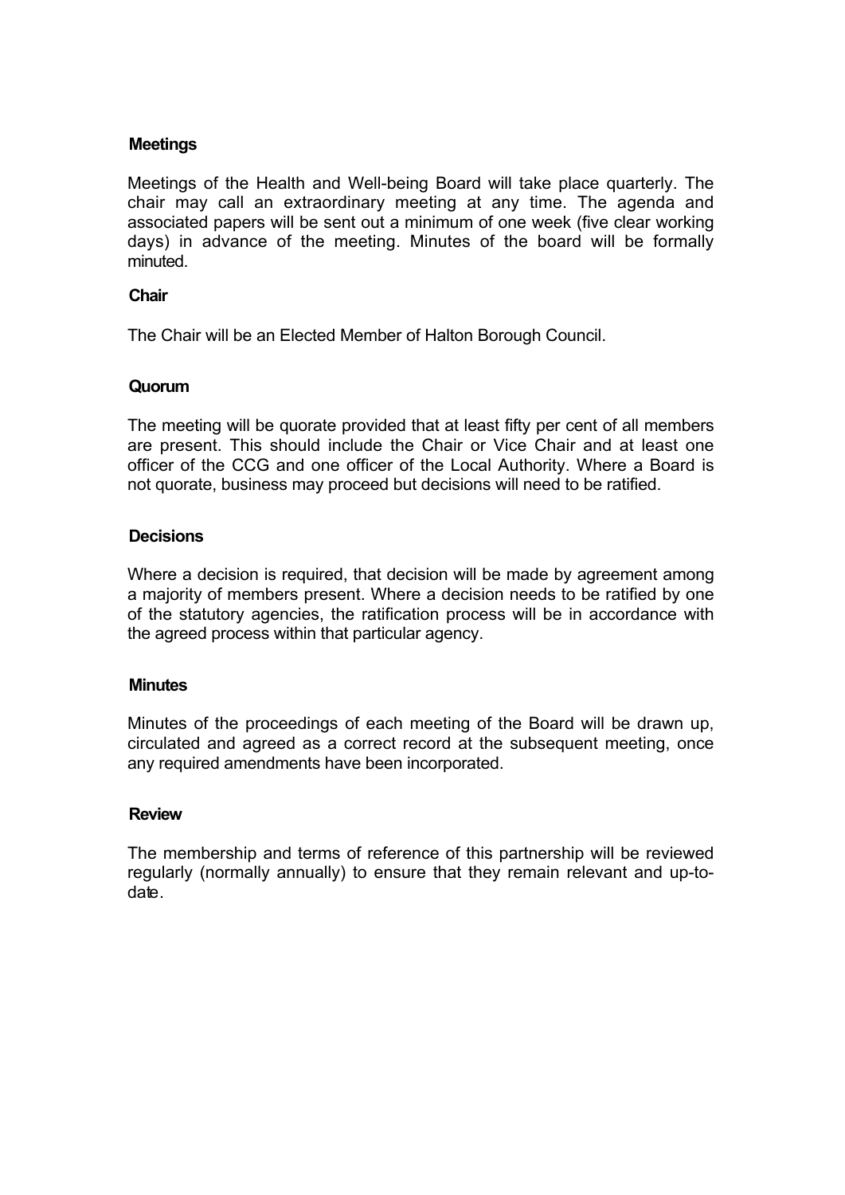**Meetings**

Meetings of the Health and Well-being Board will take place quarterly. The chair may call an extraordinary meeting at any time. The agenda and associated papers will be sent out a minimum of one week (five clear working days) in advance of the meeting. Minutes of the board will be formally minuted.

**Chair**

The Chair will be an Elected Member of Halton Borough Council.

**Quorum**

The meeting will be quorate provided that at least fifty per cent of all members are present. This should include the Chair or Vice Chair and at least one officer of the CCG and one officer of the Local Authority. Where a Board is not quorate, business may proceed but decisions will need to be ratified.

**Decisions**

Where a decision is required, that decision will be made by agreement among a majority of members present. Where a decision needs to be ratified by one of the statutory agencies, the ratification process will be in accordance with the agreed process within that particular agency.

**Minutes**

Minutes of the proceedings of each meeting of the Board will be drawn up, circulated and agreed as a correct record at the subsequent meeting, once any required amendments have been incorporated.

**Review**

The membership and terms of reference of this partnership will be reviewed regularly (normally annually) to ensure that they remain relevant and up-to-date.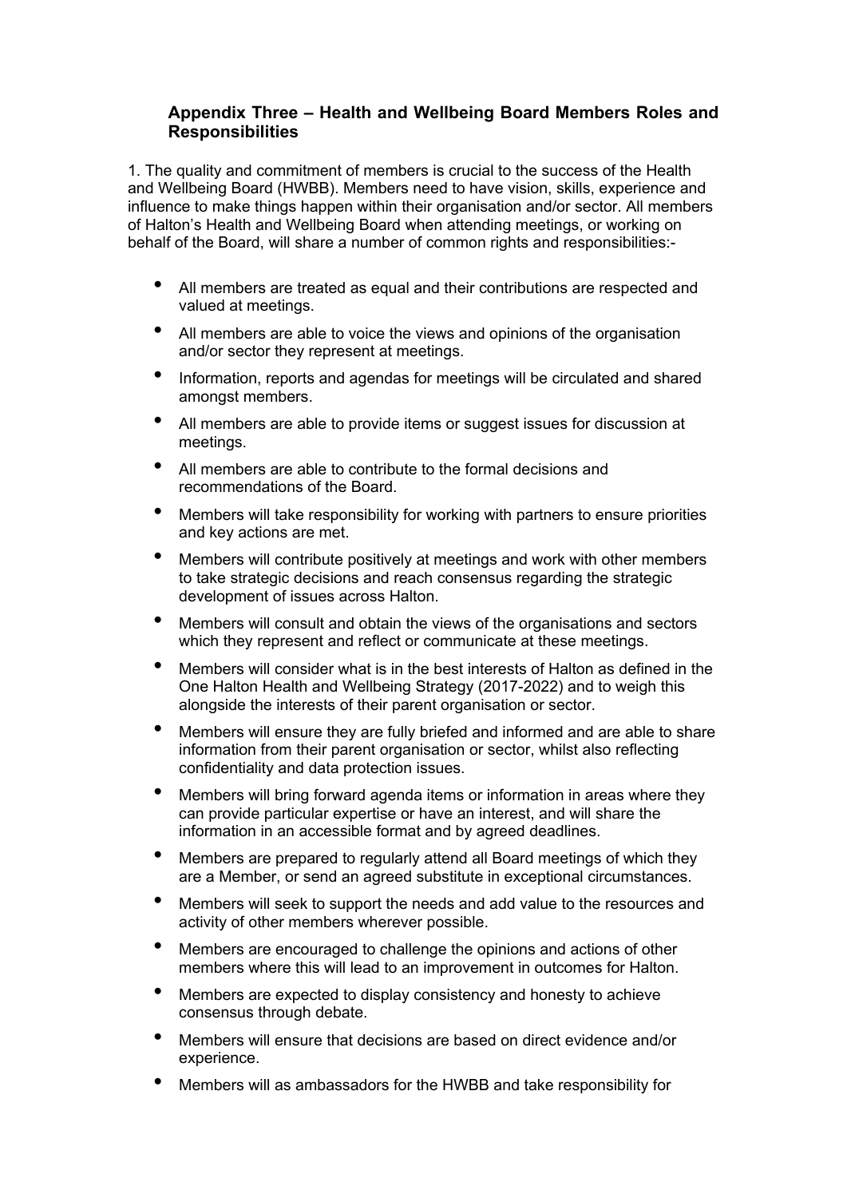### Appendix Three – Health and Wellbeing Board Members Roles and Responsibilities

1. The quality and commitment of members is crucial to the success of the Health and Wellbeing Board (HWBB). Members need to have vision, skills, experience and influence to make things happen within their organisation and/or sector. All members of Halton's Health and Wellbeing Board when attending meetings, or working on behalf of the Board, will share a number of common rights and responsibilities:-

- All members are treated as equal and their contributions are respected and valued at meetings.
- All members are able to voice the views and opinions of the organisation and/or sector they represent at meetings.
- Information, reports and agendas for meetings will be circulated and shared amongst members.
- All members are able to provide items or suggest issues for discussion at meetings.
- All members are able to contribute to the formal decisions and recommendations of the Board.
- Members will take responsibility for working with partners to ensure priorities and key actions are met.
- Members will contribute positively at meetings and work with other members to take strategic decisions and reach consensus regarding the strategic development of issues across Halton.
- Members will consult and obtain the views of the organisations and sectors which they represent and reflect or communicate at these meetings.
- Members will consider what is in the best interests of Halton as defined in the One Halton Health and Wellbeing Strategy (2017-2022) and to weigh this alongside the interests of their parent organisation or sector.
- Members will ensure they are fully briefed and informed and are able to share information from their parent organisation or sector, whilst also reflecting confidentiality and data protection issues.
- Members will bring forward agenda items or information in areas where they can provide particular expertise or have an interest, and will share the information in an accessible format and by agreed deadlines.
- Members are prepared to regularly attend all Board meetings of which they are a Member, or send an agreed substitute in exceptional circumstances.
- Members will seek to support the needs and add value to the resources and activity of other members wherever possible.
- Members are encouraged to challenge the opinions and actions of other members where this will lead to an improvement in outcomes for Halton.
- Members are expected to display consistency and honesty to achieve consensus through debate.
- Members will ensure that decisions are based on direct evidence and/or experience.
- Members will as ambassadors for the HWBB and take responsibility for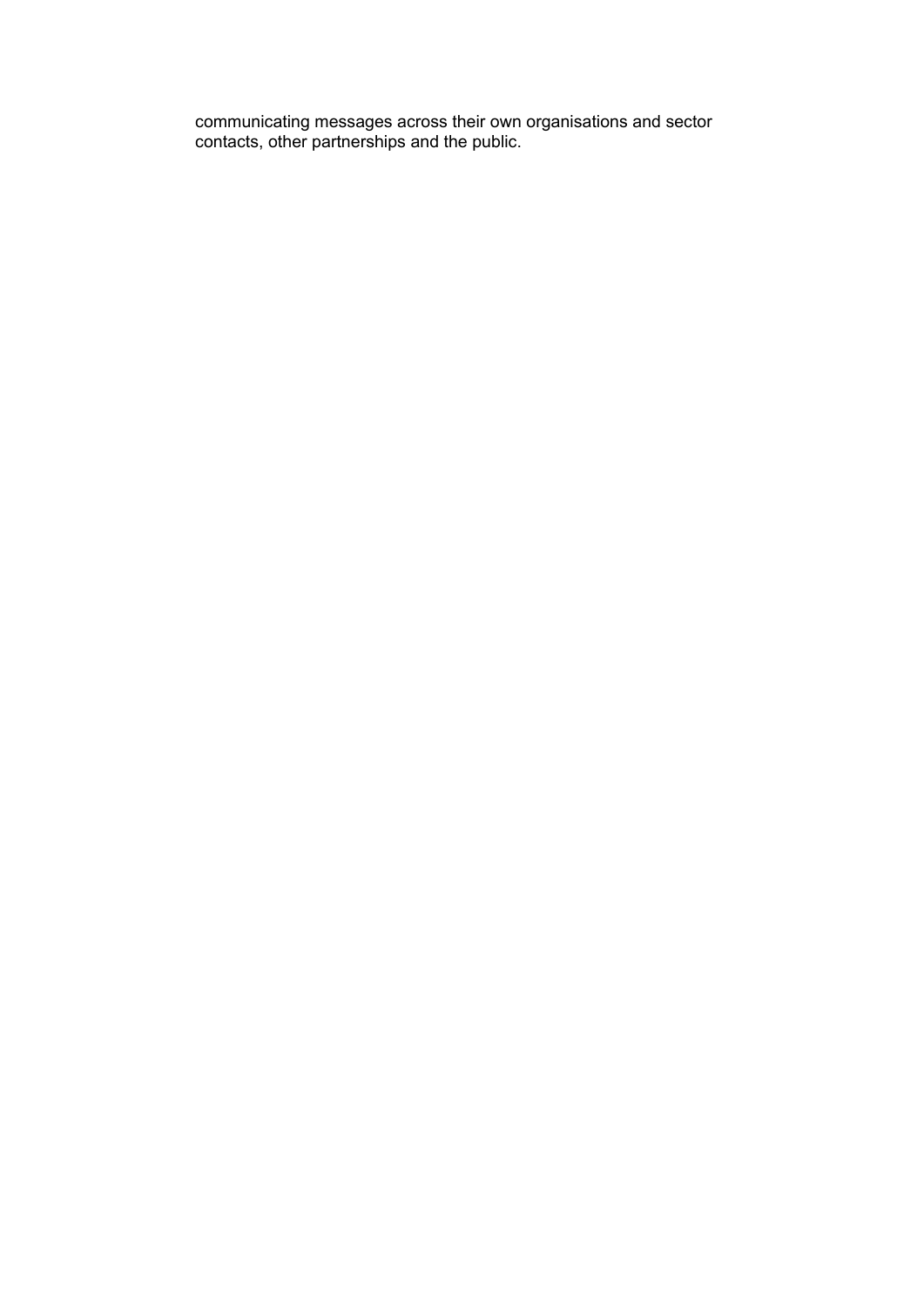communicating messages across their own organisations and sector contacts, other partnerships and the public.